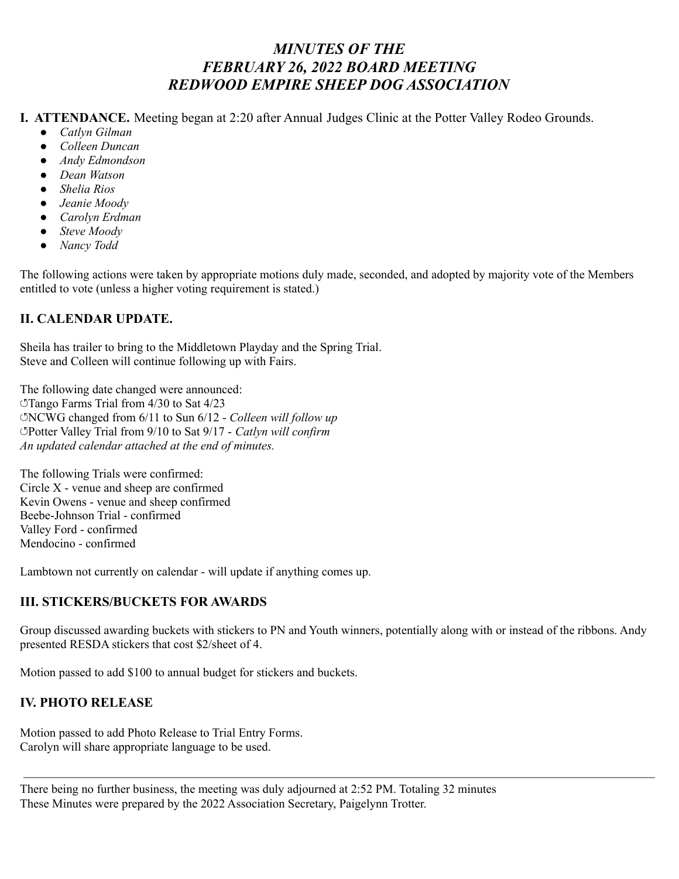# *MINUTES OF THE FEBRUARY 26, 2022 BOARD MEETING REDWOOD EMPIRE SHEEP DOG ASSOCIATION*

**I. ATTENDANCE.** Meeting began at 2:20 after Annual Judges Clinic at the Potter Valley Rodeo Grounds.

- *Catlyn Gilman*
- *Colleen Duncan*
- *Andy Edmondson*
- *Dean Watson*
- *Shelia Rios*
- *Jeanie Moody*
- *Carolyn Erdman*
- *Steve Moody*
- *Nancy Todd*

The following actions were taken by appropriate motions duly made, seconded, and adopted by majority vote of the Members entitled to vote (unless a higher voting requirement is stated.)

## II. CALENDAR UPDATE.

Sheila has trailer to bring to the Middletown Playday and the Spring Trial.
Steve and Colleen will continue following up with Fairs.

The following date changed were announced:
↺Tango Farms Trial from 4/30 to Sat 4/23
↺NCWG changed from 6/11 to Sun 6/12 - *Colleen will follow up*
↺Potter Valley Trial from 9/10 to Sat 9/17 - *Catlyn will confirm*
*An updated calendar attached at the end of minutes.*

The following Trials were confirmed:
Circle X - venue and sheep are confirmed
Kevin Owens - venue and sheep confirmed
Beebe-Johnson Trial - confirmed
Valley Ford - confirmed
Mendocino - confirmed

Lambtown not currently on calendar - will update if anything comes up.

## III. STICKERS/BUCKETS FOR AWARDS

Group discussed awarding buckets with stickers to PN and Youth winners, potentially along with or instead of the ribbons. Andy presented RESDA stickers that cost $2/sheet of 4.

Motion passed to add $100 to annual budget for stickers and buckets.

## IV. PHOTO RELEASE

Motion passed to add Photo Release to Trial Entry Forms.
Carolyn will share appropriate language to be used.

---

There being no further business, the meeting was duly adjourned at 2:52 PM. Totaling 32 minutes
These Minutes were prepared by the 2022 Association Secretary, Paigelynn Trotter.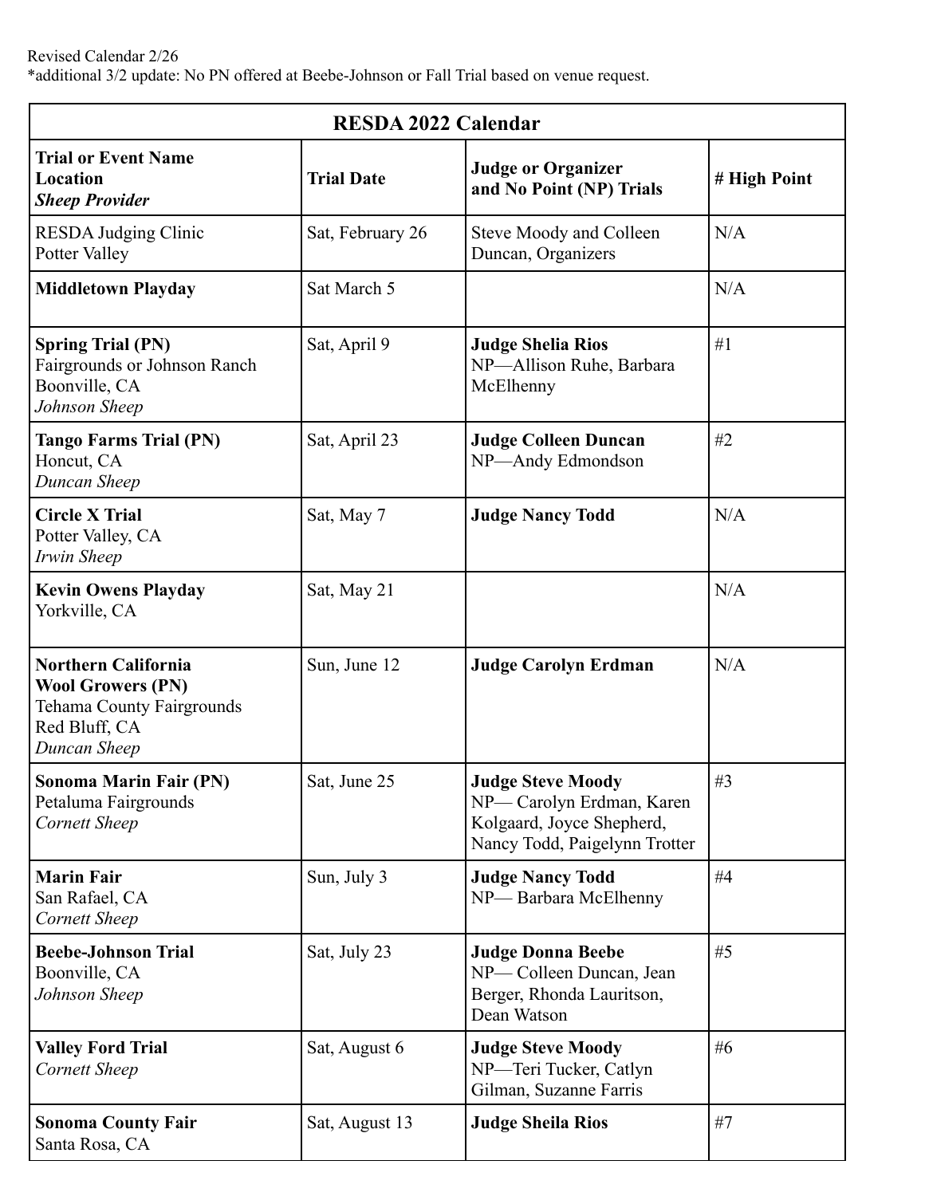Revised Calendar 2/26
*additional 3/2 update: No PN offered at Beebe-Johnson or Fall Trial based on venue request.

| RESDA 2022 Calendar | | | |
|---|---|---|---|
| **Trial or Event Name**<br>**Location**<br>***Sheep Provider*** | **Trial Date** | **Judge or Organizer and No Point (NP) Trials** | **# High Point** |
| RESDA Judging Clinic<br>Potter Valley | Sat, February 26 | Steve Moody and Colleen Duncan, Organizers | N/A |
| **Middletown Playday** | Sat March 5 | | N/A |
| **Spring Trial (PN)**<br>Fairgrounds or Johnson Ranch<br>Boonville, CA<br>*Johnson Sheep* | Sat, April 9 | **Judge Shelia Rios**<br>NP—Allison Ruhe, Barbara McElhenny | #1 |
| **Tango Farms Trial (PN)**<br>Honcut, CA<br>*Duncan Sheep* | Sat, April 23 | **Judge Colleen Duncan**<br>NP—Andy Edmondson | #2 |
| **Circle X Trial**<br>Potter Valley, CA<br>*Irwin Sheep* | Sat, May 7 | **Judge Nancy Todd** | N/A |
| **Kevin Owens Playday**<br>Yorkville, CA | Sat, May 21 | | N/A |
| **Northern California Wool Growers (PN)**<br>Tehama County Fairgrounds<br>Red Bluff, CA<br>*Duncan Sheep* | Sun, June 12 | **Judge Carolyn Erdman** | N/A |
| **Sonoma Marin Fair (PN)**<br>Petaluma Fairgrounds<br>*Cornett Sheep* | Sat, June 25 | **Judge Steve Moody**<br>NP— Carolyn Erdman, Karen Kolgaard, Joyce Shepherd, Nancy Todd, Paigelynn Trotter | #3 |
| **Marin Fair**<br>San Rafael, CA<br>*Cornett Sheep* | Sun, July 3 | **Judge Nancy Todd**<br>NP— Barbara McElhenny | #4 |
| **Beebe-Johnson Trial**<br>Boonville, CA<br>*Johnson Sheep* | Sat, July 23 | **Judge Donna Beebe**<br>NP— Colleen Duncan, Jean Berger, Rhonda Lauritson, Dean Watson | #5 |
| **Valley Ford Trial**<br>*Cornett Sheep* | Sat, August 6 | **Judge Steve Moody**<br>NP—Teri Tucker, Catlyn Gilman, Suzanne Farris | #6 |
| **Sonoma County Fair**<br>Santa Rosa, CA | Sat, August 13 | **Judge Sheila Rios** | #7 |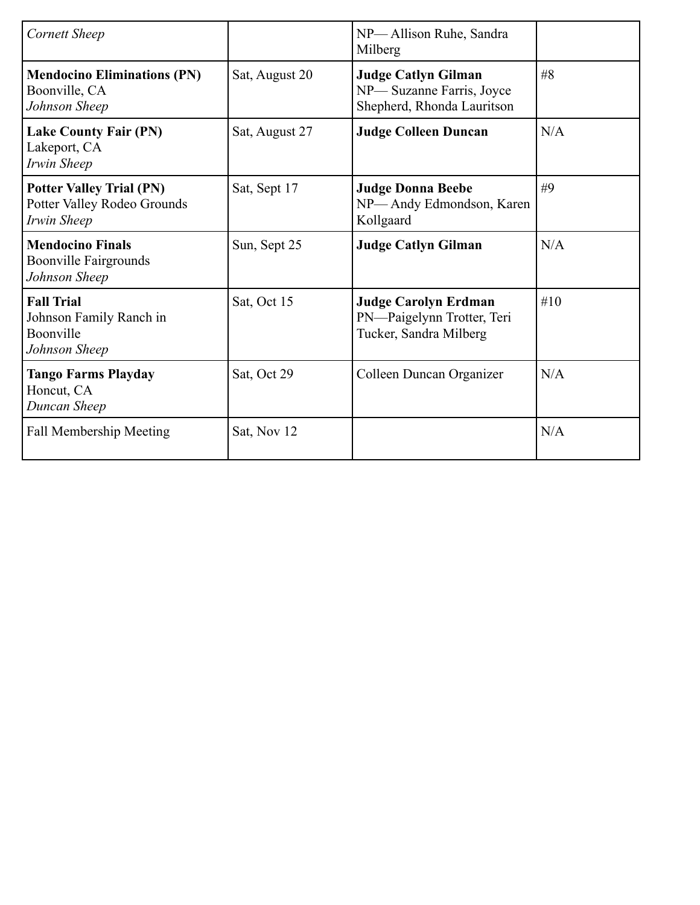| | | | |
|---|---|---|---|
| *Cornett Sheep* | | NP— Allison Ruhe, Sandra Milberg | |
| **Mendocino Eliminations (PN)**<br>Boonville, CA<br>*Johnson Sheep* | Sat, August 20 | **Judge Catlyn Gilman**<br>NP— Suzanne Farris, Joyce Shepherd, Rhonda Lauritson | #8 |
| **Lake County Fair (PN)**<br>Lakeport, CA<br>*Irwin Sheep* | Sat, August 27 | **Judge Colleen Duncan** | N/A |
| **Potter Valley Trial (PN)**<br>Potter Valley Rodeo Grounds<br>*Irwin Sheep* | Sat, Sept 17 | **Judge Donna Beebe**<br>NP— Andy Edmondson, Karen Kollgaard | #9 |
| **Mendocino Finals**<br>Boonville Fairgrounds<br>*Johnson Sheep* | Sun, Sept 25 | **Judge Catlyn Gilman** | N/A |
| **Fall Trial**<br>Johnson Family Ranch in Boonville<br>*Johnson Sheep* | Sat, Oct 15 | **Judge Carolyn Erdman**<br>PN—Paigelynn Trotter, Teri Tucker, Sandra Milberg | #10 |
| **Tango Farms Playday**<br>Honcut, CA<br>*Duncan Sheep* | Sat, Oct 29 | Colleen Duncan Organizer | N/A |
| Fall Membership Meeting | Sat, Nov 12 | | N/A |